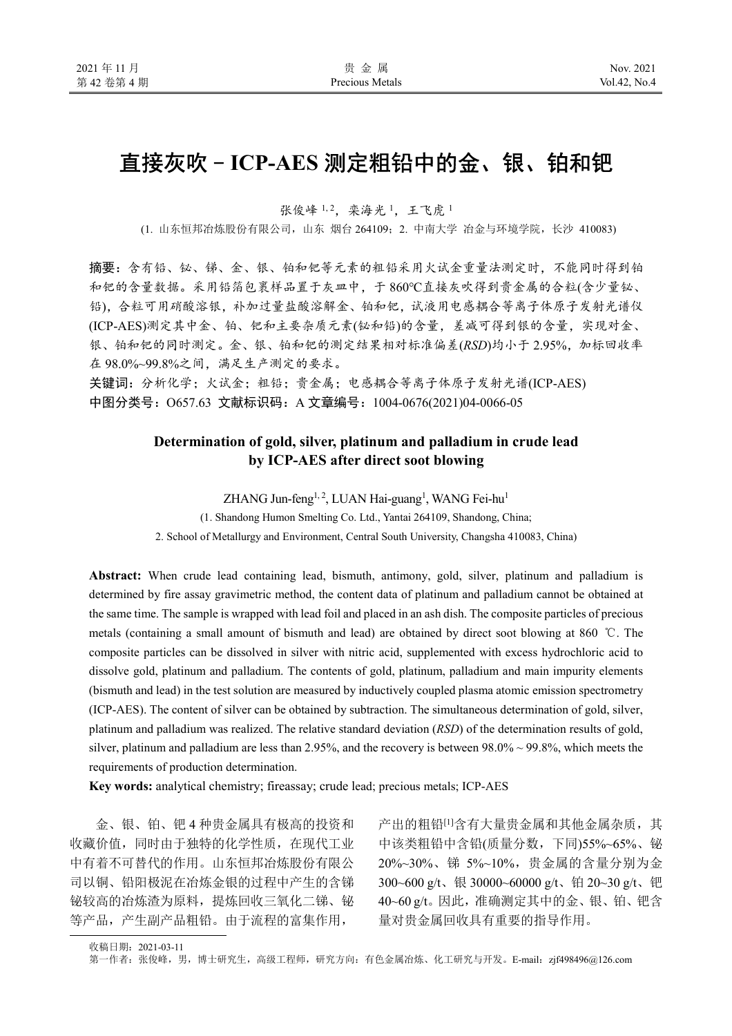# 直接灰吹–ICP-AES 测定粗铅中的金、银、铂和钯

张俊峰[1,2]，栾海光[1]，王飞虎[1]

(1. 山东恒邦冶炼股份有限公司，山东 烟台 264109；2. 中南大学 冶金与环境学院，长沙 410083)

**摘要**：含有铅、铋、锑、金、银、铂和钯等元素的粗铅采用火试金重量法测定时，不能同时得到铂和钯的含量数据。采用铅箔包裹样品置于灰皿中，于 860℃直接灰吹得到贵金属的合粒(含少量铋、铅)，合粒可用硝酸溶银，补加过量盐酸溶解金、铂和钯，试液用电感耦合等离子体原子发射光谱仪(ICP-AES)测定其中金、铂、钯和主要杂质元素(铋和铅)的含量，差减可得到银的含量，实现对金、银、铂和钯的同时测定。金、银、铂和钯的测定结果相对标准偏差(*RSD*)均小于 2.95%，加标回收率在 98.0%~99.8%之间，满足生产测定的要求。

**关键词**：分析化学；火试金；粗铅；贵金属；电感耦合等离子体原子发射光谱(ICP-AES)

**中图分类号**：O657.63 **文献标识码**：A **文章编号**：1004-0676(2021)04-0066-05

## Determination of gold, silver, platinum and palladium in crude lead by ICP-AES after direct soot blowing

ZHANG Jun-feng[1,2], LUAN Hai-guang[1], WANG Fei-hu[1]

(1. Shandong Humon Smelting Co. Ltd., Yantai 264109, Shandong, China;

2. School of Metallurgy and Environment, Central South University, Changsha 410083, China)

**Abstract:** When crude lead containing lead, bismuth, antimony, gold, silver, platinum and palladium is determined by fire assay gravimetric method, the content data of platinum and palladium cannot be obtained at the same time. The sample is wrapped with lead foil and placed in an ash dish. The composite particles of precious metals (containing a small amount of bismuth and lead) are obtained by direct soot blowing at 860 ℃. The composite particles can be dissolved in silver with nitric acid, supplemented with excess hydrochloric acid to dissolve gold, platinum and palladium. The contents of gold, platinum, palladium and main impurity elements (bismuth and lead) in the test solution are measured by inductively coupled plasma atomic emission spectrometry (ICP-AES). The content of silver can be obtained by subtraction. The simultaneous determination of gold, silver, platinum and palladium was realized. The relative standard deviation (*RSD*) of the determination results of gold, silver, platinum and palladium are less than 2.95%, and the recovery is between 98.0% ~ 99.8%, which meets the requirements of production determination.

**Key words:** analytical chemistry; fireassay; crude lead; precious metals; ICP-AES

金、银、铂、钯 4 种贵金属具有极高的投资和收藏价值，同时由于独特的化学性质，在现代工业中有着不可替代的作用。山东恒邦冶炼股份有限公司以铜、铅阳极泥在冶炼金银的过程中产生的含锑铋较高的冶炼渣为原料，提炼回收三氧化二锑、铋等产品，产生副产品粗铅。由于流程的富集作用，产出的粗铅[1]含有大量贵金属和其他金属杂质，其中该类粗铅中含铅(质量分数，下同)55%~65%、铋 20%~30%、锑 5%~10%，贵金属的含量分别为金 300~600 g/t、银 30000~60000 g/t、铂 20~30 g/t、钯 40~60 g/t。因此，准确测定其中的金、银、铂、钯含量对贵金属回收具有重要的指导作用。

---

收稿日期：2021-03-11

第一作者：张俊峰，男，博士研究生，高级工程师，研究方向：有色金属冶炼、化工研究与开发。E-mail：zjf498496@126.com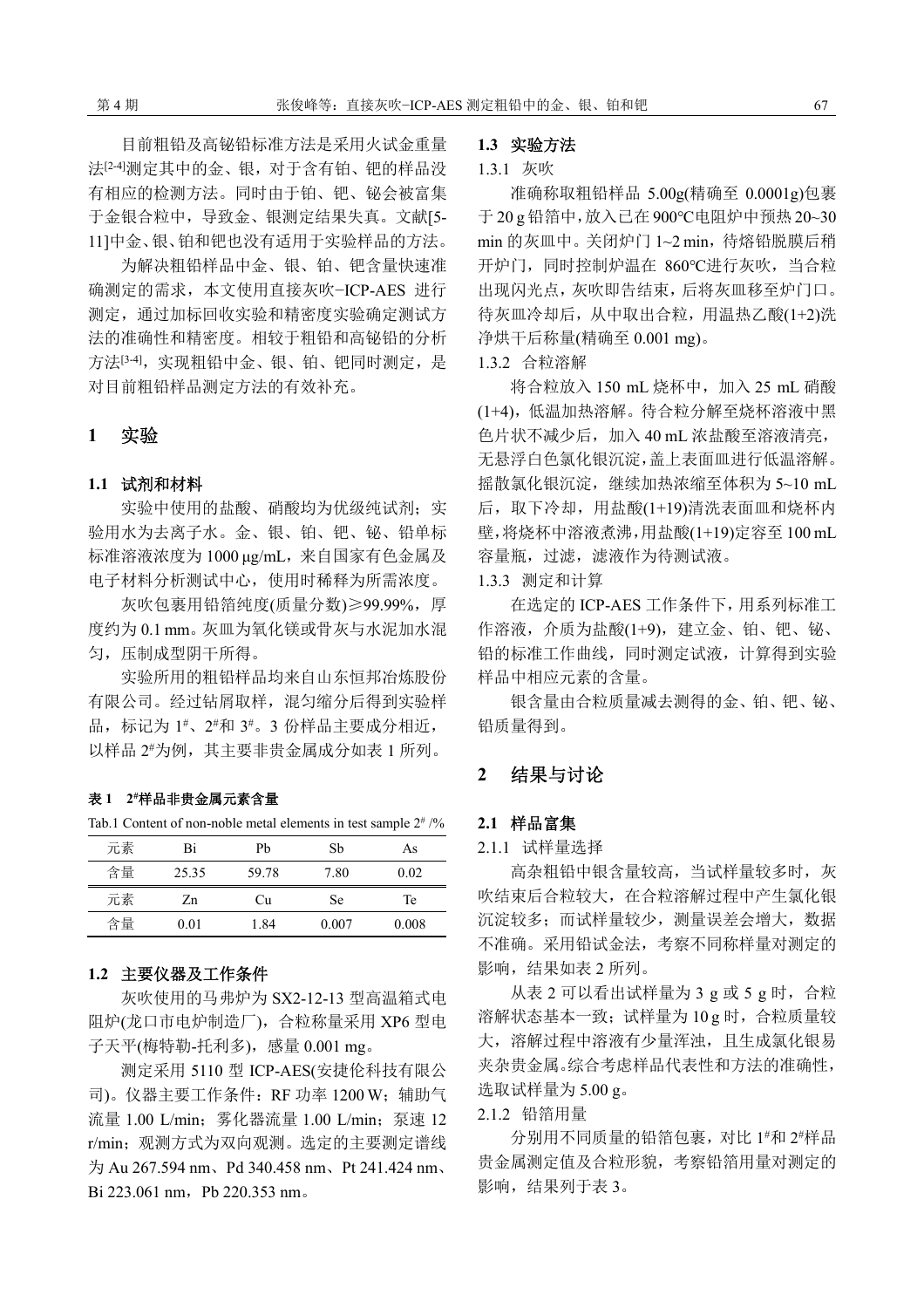目前粗铅及高铋铅标准方法是采用火试金重量法[2-4]测定其中的金、银，对于含有铂、钯的样品没有相应的检测方法。同时由于铂、钯、铋会被富集于金银合粒中，导致金、银测定结果失真。文献[5-11]中金、银、铂和钯也没有适用于实验样品的方法。

为解决粗铅样品中金、银、铂、钯含量快速准确测定的需求，本文使用直接灰吹−ICP-AES 进行测定，通过加标回收实验和精密度实验确定测试方法的准确性和精密度。相较于粗铅和高铋铅的分析方法[3-4]，实现粗铅中金、银、铂、钯同时测定，是对目前粗铅样品测定方法的有效补充。

## 1 实验

### 1.1 试剂和材料

实验中使用的盐酸、硝酸均为优级纯试剂；实验用水为去离子水。金、银、铂、钯、铋、铅单标标准溶液浓度为 1000 μg/mL，来自国家有色金属及电子材料分析测试中心，使用时稀释为所需浓度。

灰吹包裹用铅箔纯度(质量分数)≥99.99%，厚度约为 0.1 mm。灰皿为氧化镁或骨灰与水泥加水混匀，压制成型阴干所得。

实验所用的粗铅样品均来自山东恒邦冶炼股份有限公司。经过钻屑取样，混匀缩分后得到实验样品，标记为 1#、2#和 3#。3 份样品主要成分相近，以样品 2#为例，其主要非贵金属成分如表 1 所列。

**表 1　2#样品非贵金属元素含量**

Tab.1 Content of non-noble metal elements in test sample 2# /%

| 元素 | Bi | Pb | Sb | As |
|---|---|---|---|---|
| 含量 | 25.35 | 59.78 | 7.80 | 0.02 |
| 元素 | Zn | Cu | Se | Te |
| 含量 | 0.01 | 1.84 | 0.007 | 0.008 |

### 1.2 主要仪器及工作条件

灰吹使用的马弗炉为 SX2-12-13 型高温箱式电阻炉(龙口市电炉制造厂)，合粒称量采用 XP6 型电子天平(梅特勒-托利多)，感量 0.001 mg。

测定采用 5110 型 ICP-AES(安捷伦科技有限公司)。仪器主要工作条件：RF 功率 1200 W；辅助气流量 1.00 L/min；雾化器流量 1.00 L/min；泵速 12 r/min；观测方式为双向观测。选定的主要测定谱线为 Au 267.594 nm、Pd 340.458 nm、Pt 241.424 nm、Bi 223.061 nm，Pb 220.353 nm。

### 1.3 实验方法

#### 1.3.1 灰吹

准确称取粗铅样品 5.00g(精确至 0.0001g)包裹于 20 g 铅箔中，放入已在 900℃电阻炉中预热 20~30 min 的灰皿中。关闭炉门 1~2 min，待熔铅脱膜后稍开炉门，同时控制炉温在 860℃进行灰吹，当合粒出现闪光点，灰吹即告结束，后将灰皿移至炉门口。待灰皿冷却后，从中取出合粒，用温热乙酸(1+2)洗净烘干后称量(精确至 0.001 mg)。

#### 1.3.2 合粒溶解

将合粒放入 150 mL 烧杯中，加入 25 mL 硝酸(1+4)，低温加热溶解。待合粒分解至烧杯溶液中黑色片状不减少后，加入 40 mL 浓盐酸至溶液清亮，无悬浮白色氯化银沉淀，盖上表面皿进行低温溶解。摇散氯化银沉淀，继续加热浓缩至体积为 5~10 mL 后，取下冷却，用盐酸(1+19)清洗表面皿和烧杯内壁，将烧杯中溶液煮沸，用盐酸(1+19)定容至 100 mL 容量瓶，过滤，滤液作为待测试液。

#### 1.3.3 测定和计算

在选定的 ICP-AES 工作条件下，用系列标准工作溶液，介质为盐酸(1+9)，建立金、铂、钯、铋、铅的标准工作曲线，同时测定试液，计算得到实验样品中相应元素的含量。

银含量由合粒质量减去测得的金、铂、钯、铋、铅质量得到。

## 2 结果与讨论

### 2.1 样品富集

#### 2.1.1 试样量选择

高杂粗铅中银含量较高，当试样量较多时，灰吹结束后合粒较大，在合粒溶解过程中产生氯化银沉淀较多；而试样量较少，测量误差会增大，数据不准确。采用铅试金法，考察不同称样量对测定的影响，结果如表 2 所列。

从表 2 可以看出试样量为 3 g 或 5 g 时，合粒溶解状态基本一致；试样量为 10 g 时，合粒质量较大，溶解过程中溶液有少量浑浊，且生成氯化银易夹杂贵金属。综合考虑样品代表性和方法的准确性，选取试样量为 5.00 g。

#### 2.1.2 铅箔用量

分别用不同质量的铅箔包裹，对比 1#和 2#样品贵金属测定值及合粒形貌，考察铅箔用量对测定的影响，结果列于表 3。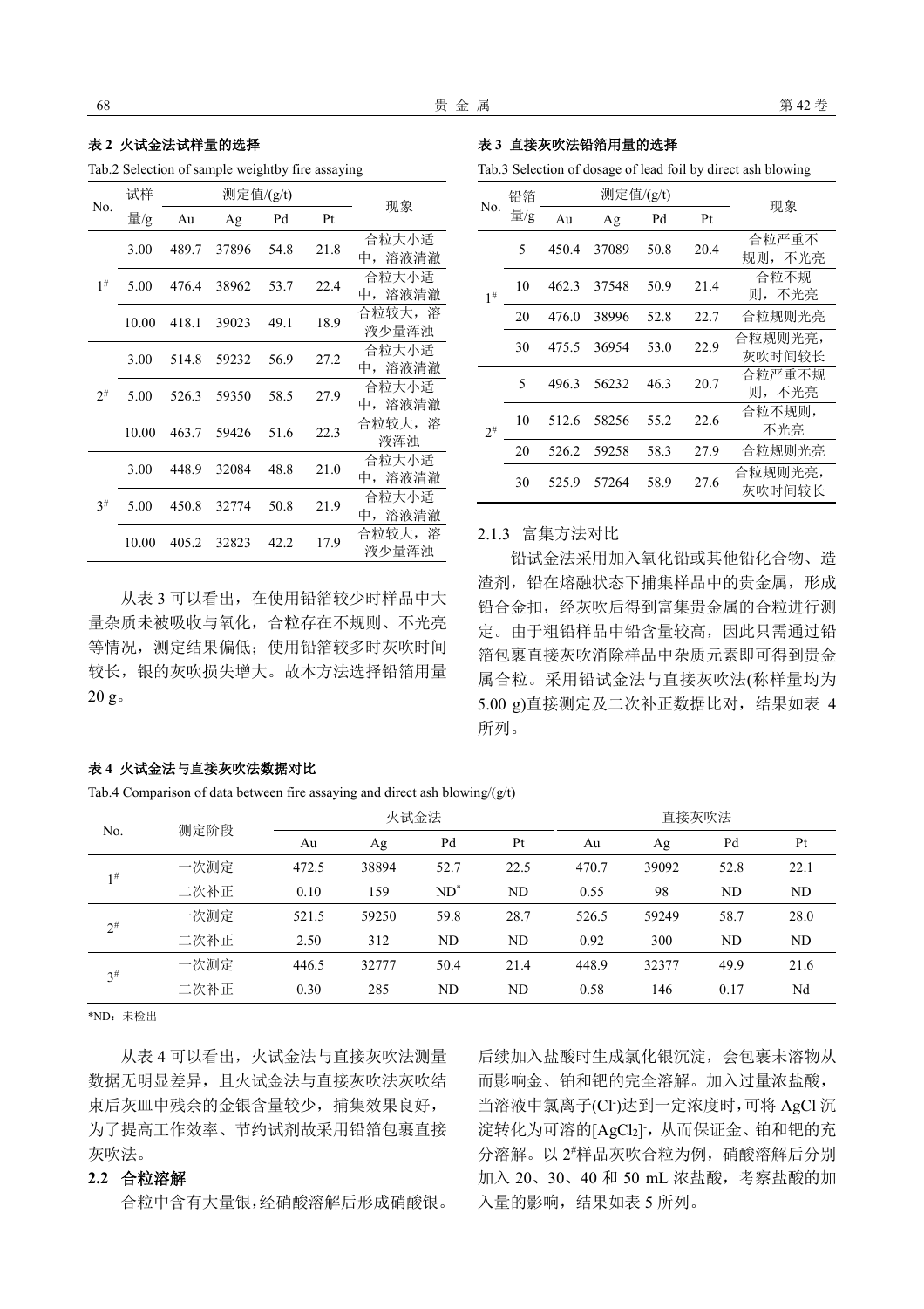**表 2 火试金法试样量的选择**

Tab.2 Selection of sample weightby fire assaying

| No. | 试样量/g | 测定值/(g/t) | | | | 现象 |
|---|---|---|---|---|---|---|
| | | Au | Ag | Pd | Pt | |
| 1# | 3.00 | 489.7 | 37896 | 54.8 | 21.8 | 合粒大小适中，溶液清澈 |
| | 5.00 | 476.4 | 38962 | 53.7 | 22.4 | 合粒大小适中，溶液清澈 |
| | 10.00 | 418.1 | 39023 | 49.1 | 18.9 | 合粒较大，溶液少量浑浊 |
| 2# | 3.00 | 514.8 | 59232 | 56.9 | 27.2 | 合粒大小适中，溶液清澈 |
| | 5.00 | 526.3 | 59350 | 58.5 | 27.9 | 合粒大小适中，溶液清澈 |
| | 10.00 | 463.7 | 59426 | 51.6 | 22.3 | 合粒较大，溶液浑浊 |
| 3# | 3.00 | 448.9 | 32084 | 48.8 | 21.0 | 合粒大小适中，溶液清澈 |
| | 5.00 | 450.8 | 32774 | 50.8 | 21.9 | 合粒大小适中，溶液清澈 |
| | 10.00 | 405.2 | 32823 | 42.2 | 17.9 | 合粒较大，溶液少量浑浊 |

从表 3 可以看出，在使用铅箔较少时样品中大量杂质未被吸收与氧化，合粒存在不规则、不光亮等情况，测定结果偏低；使用铅箔较多时灰吹时间较长，银的灰吹损失增大。故本方法选择铅箔用量 20 g。

**表 3 直接灰吹法铅箔用量的选择**

Tab.3 Selection of dosage of lead foil by direct ash blowing

| No. | 铅箔量/g | 测定值/(g/t) | | | | 现象 |
|---|---|---|---|---|---|---|
| | | Au | Ag | Pd | Pt | |
| 1# | 5 | 450.4 | 37089 | 50.8 | 20.4 | 合粒严重不规则，不光亮 |
| | 10 | 462.3 | 37548 | 50.9 | 21.4 | 合粒不规则，不光亮 |
| | 20 | 476.0 | 38996 | 52.8 | 22.7 | 合粒规则光亮 |
| | 30 | 475.5 | 36954 | 53.0 | 22.9 | 合粒规则光亮，灰吹时间较长 |
| 2# | 5 | 496.3 | 56232 | 46.3 | 20.7 | 合粒严重不规则，不光亮 |
| | 10 | 512.6 | 58256 | 55.2 | 22.6 | 合粒不规则，不光亮 |
| | 20 | 526.2 | 59258 | 58.3 | 27.9 | 合粒规则光亮 |
| | 30 | 525.9 | 57264 | 58.9 | 27.6 | 合粒规则光亮，灰吹时间较长 |

2.1.3 富集方法对比

铅试金法采用加入氧化铅或其他铅化合物、造渣剂，铅在熔融状态下捕集样品中的贵金属，形成铅合金扣，经灰吹后得到富集贵金属的合粒进行测定。由于粗铅样品中铅含量较高，因此只需通过铅箔包裹直接灰吹消除样品中杂质元素即可得到贵金属合粒。采用铅试金法与直接灰吹法(称样量均为 5.00 g)直接测定及二次补正数据比对，结果如表 4 所列。

**表 4 火试金法与直接灰吹法数据对比**

Tab.4 Comparison of data between fire assaying and direct ash blowing/(g/t)

| No. | 测定阶段 | 火试金法 | | | | 直接灰吹法 | | | |
|---|---|---|---|---|---|---|---|---|---|
| | | Au | Ag | Pd | Pt | Au | Ag | Pd | Pt |
| 1# | 一次测定 | 472.5 | 38894 | 52.7 | 22.5 | 470.7 | 39092 | 52.8 | 22.1 |
| | 二次补正 | 0.10 | 159 | ND* | ND | 0.55 | 98 | ND | ND |
| 2# | 一次测定 | 521.5 | 59250 | 59.8 | 28.7 | 526.5 | 59249 | 58.7 | 28.0 |
| | 二次补正 | 2.50 | 312 | ND | ND | 0.92 | 300 | ND | ND |
| 3# | 一次测定 | 446.5 | 32777 | 50.4 | 21.4 | 448.9 | 32377 | 49.9 | 21.6 |
| | 二次补正 | 0.30 | 285 | ND | ND | 0.58 | 146 | 0.17 | Nd |

*ND：未检出

从表 4 可以看出，火试金法与直接灰吹法测量数据无明显差异，且火试金法与直接灰吹法灰吹结束后灰皿中残余的金银含量较少，捕集效果良好，为了提高工作效率、节约试剂故采用铅箔包裹直接灰吹法。

## 2.2 合粒溶解

合粒中含有大量银，经硝酸溶解后形成硝酸银。后续加入盐酸时生成氯化银沉淀，会包裹未溶物从而影响金、铂和钯的完全溶解。加入过量浓盐酸，当溶液中氯离子($Cl^-$)达到一定浓度时，可将 AgCl 沉淀转化为可溶的$[AgCl_2]^-$，从而保证金、铂和钯的充分溶解。以 2#样品灰吹合粒为例，硝酸溶解后分别加入 20、30、40 和 50 mL 浓盐酸，考察盐酸的加入量的影响，结果如表 5 所列。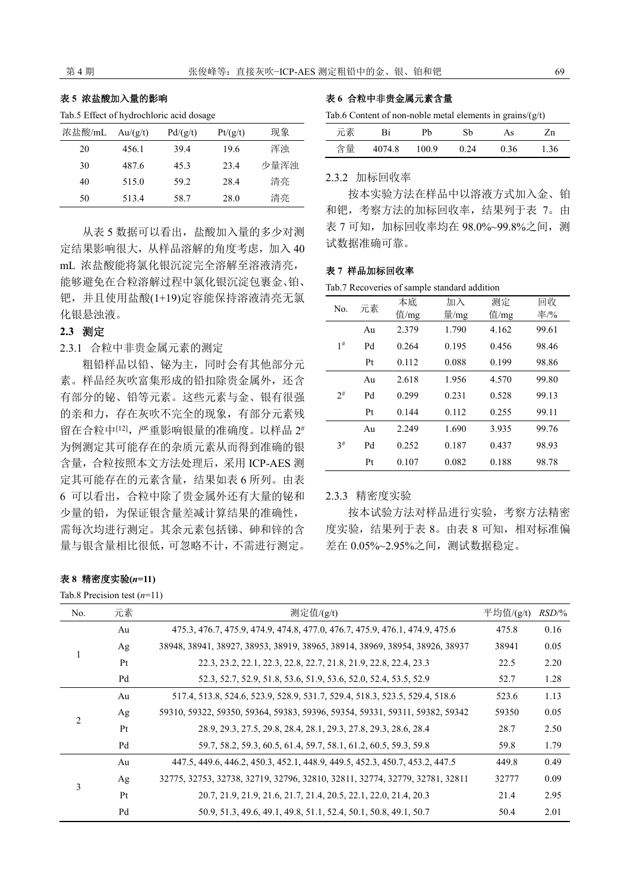**表 5 浓盐酸加入量的影响**

Tab.5 Effect of hydrochloric acid dosage

| 浓盐酸/mL | Au/(g/t) | Pd/(g/t) | Pt/(g/t) | 现象 |
|---|---|---|---|---|
| 20 | 456.1 | 39.4 | 19.6 | 浑浊 |
| 30 | 487.6 | 45.3 | 23.4 | 少量浑浊 |
| 40 | 515.0 | 59.2 | 28.4 | 清亮 |
| 50 | 513.4 | 58.7 | 28.0 | 清亮 |

从表 5 数据可以看出，盐酸加入量的多少对测定结果影响很大，从样品溶解的角度考虑，加入 40 mL 浓盐酸能将氯化银沉淀完全溶解至溶液清亮，能够避免在合粒溶解过程中氯化银沉淀包裹金、铂、钯，并且使用盐酸(1+19)定容能保持溶液清亮无氯化银悬浊液。

### 2.3 测定

#### 2.3.1 合粒中非贵金属元素的测定

粗铅样品以铅、铋为主，同时会有其他部分元素。样品经灰吹富集形成的铅扣除贵金属外，还含有部分的铋、铅等元素。这些元素与金、银有很强的亲和力，存在灰吹不完全的现象，有部分元素残留在合粒中[12]，严重影响银量的准确度。以样品 2# 为例测定其可能存在的杂质元素从而得到准确的银含量，合粒按照本文方法处理后，采用 ICP-AES 测定其可能存在的元素含量，结果如表 6 所列。由表 6 可以看出，合粒中除了贵金属外还有大量的铋和少量的铅，为保证银含量差减计算结果的准确性，需每次均进行测定。其余元素包括锑、砷和锌的含量与银含量相比很低，可忽略不计，不需进行测定。

**表 6 合粒中非贵金属元素含量**

Tab.6 Content of non-noble metal elements in grains/(g/t)

| 元素 | Bi | Pb | Sb | As | Zn |
|---|---|---|---|---|---|
| 含量 | 4074.8 | 100.9 | 0.24 | 0.36 | 1.36 |

#### 2.3.2 加标回收率

按本实验方法在样品中以溶液方式加入金、铂和钯，考察方法的加标回收率，结果列于表 7。由表 7 可知，加标回收率均在 98.0%~99.8%之间，测试数据准确可靠。

**表 7 样品加标回收率**

Tab.7 Recoveries of sample standard addition

| No. | 元素 | 本底值/mg | 加入量/mg | 测定值/mg | 回收率/% |
|---|---|---|---|---|---|
| 1# | Au | 2.379 | 1.790 | 4.162 | 99.61 |
| | Pd | 0.264 | 0.195 | 0.456 | 98.46 |
| | Pt | 0.112 | 0.088 | 0.199 | 98.86 |
| 2# | Au | 2.618 | 1.956 | 4.570 | 99.80 |
| | Pd | 0.299 | 0.231 | 0.528 | 99.13 |
| | Pt | 0.144 | 0.112 | 0.255 | 99.11 |
| 3# | Au | 2.249 | 1.690 | 3.935 | 99.76 |
| | Pd | 0.252 | 0.187 | 0.437 | 98.93 |
| | Pt | 0.107 | 0.082 | 0.188 | 98.78 |

#### 2.3.3 精密度实验

按本试验方法对样品进行实验，考察方法精密度实验，结果列于表 8。由表 8 可知，相对标准偏差在 0.05%~2.95%之间，测试数据稳定。

**表 8 精密度实验($n$=11)**

Tab.8 Precision test ($n$=11)

| No. | 元素 | 测定值/(g/t) | 平均值/(g/t) | *RSD*/% |
|---|---|---|---|---|
| 1 | Au | 475.3, 476.7, 475.9, 474.9, 474.8, 477.0, 476.7, 475.9, 476.1, 474.9, 475.6 | 475.8 | 0.16 |
| | Ag | 38948, 38941, 38927, 38953, 38919, 38965, 38914, 38969, 38954, 38926, 38937 | 38941 | 0.05 |
| | Pt | 22.3, 23.2, 22.1, 22.3, 22.8, 22.7, 21.8, 21.9, 22.8, 22.4, 23.3 | 22.5 | 2.20 |
| | Pd | 52.3, 52.7, 52.9, 51.8, 53.6, 51.9, 53.6, 52.0, 52.4, 53.5, 52.9 | 52.7 | 1.28 |
| 2 | Au | 517.4, 513.8, 524.6, 523.9, 528.9, 531.7, 529.4, 518.3, 523.5, 529.4, 518.6 | 523.6 | 1.13 |
| | Ag | 59310, 59322, 59350, 59364, 59383, 59396, 59354, 59331, 59311, 59382, 59342 | 59350 | 0.05 |
| | Pt | 28.9, 29.3, 27.5, 29.8, 28.4, 28.1, 29.3, 27.8, 29.3, 28.6, 28.4 | 28.7 | 2.50 |
| | Pd | 59.7, 58.2, 59.3, 60.5, 61.4, 59.7, 58.1, 61.2, 60.5, 59.3, 59.8 | 59.8 | 1.79 |
| 3 | Au | 447.5, 449.6, 446.2, 450.3, 452.1, 448.9, 449.5, 452.3, 450.7, 453.2, 447.5 | 449.8 | 0.49 |
| | Ag | 32775, 32753, 32738, 32719, 32796, 32810, 32811, 32774, 32779, 32781, 32811 | 32777 | 0.09 |
| | Pt | 20.7, 21.9, 21.9, 21.6, 21.7, 21.4, 20.5, 22.1, 22.0, 21.4, 20.3 | 21.4 | 2.95 |
| | Pd | 50.9, 51.3, 49.6, 49.1, 49.8, 51.1, 52.4, 50.1, 50.8, 49.1, 50.7 | 50.4 | 2.01 |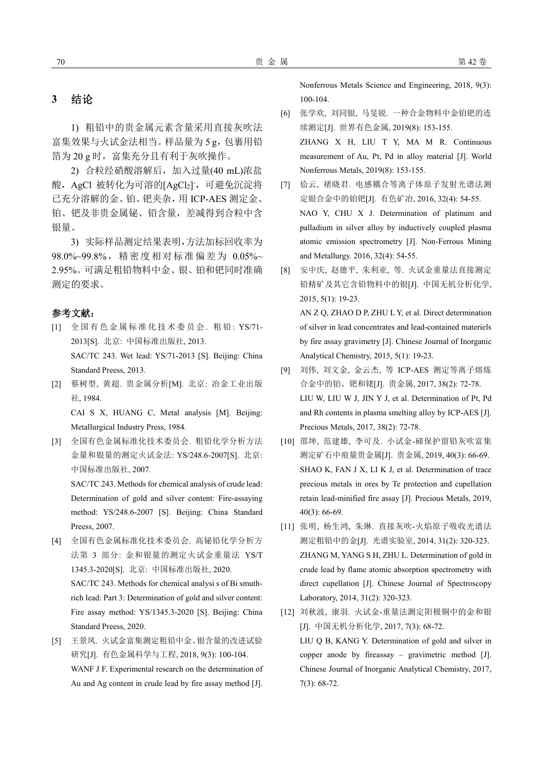## 3 结论

1) 粗铅中的贵金属元素含量采用直接灰吹法富集效果与火试金法相当。样品量为 5 g，包裹用铅箔为 20 g 时，富集充分且有利于灰吹操作。

2) 合粒经硝酸溶解后，加入过量(40 mL)浓盐酸，AgCl 被转化为可溶的$[AgCl_2]^-$，可避免沉淀将已充分溶解的金、铂、钯夹杂，用 ICP-AES 测定金、铂、钯及非贵金属铋、铅含量，差减得到合粒中含银量。

3) 实际样品测定结果表明，方法加标回收率为 98.0%~99.8%，精密度相对标准偏差为 0.05%~2.95%。可满足粗铅物料中金、银、铂和钯同时准确测定的要求。

## 参考文献：

[1] 全国有色金属标准化技术委员会. 粗铅: YS/71-2013[S]. 北京: 中国标准出版社, 2013.
SAC/TC 243. Wet lead: YS/71-2013 [S]. Beijing: China Standard Preess, 2013.

[2] 蔡树型, 黄超. 贵金属分析[M]. 北京: 冶金工业出版社, 1984.
CAI S X, HUANG C, Metal analysis [M]. Beijing: Metallurgical Industry Press, 1984.

[3] 全国有色金属标准化技术委员会. 粗铅化学分析方法金量和银量的测定火试金法: YS/248.6-2007[S]. 北京: 中国标准出版社, 2007.
SAC/TC 243. Methods for chemical analysis of crude lead: Determination of gold and silver content: Fire-assaying method: YS/248.6-2007 [S]. Beijing: China Standard Preess, 2007.

[4] 全国有色金属标准化技术委员会. 高铋铅化学分析方法第 3 部分: 金和银量的测定火试金重量法 YS/T 1345.3-2020[S]. 北京: 中国标准出版社, 2020.
SAC/TC 243. Methods for chemical analysi s of Bi smuth-rich lead: Part 3: Determination of gold and silver content: Fire assay method: YS/1345.3-2020 [S]. Beijing: China Standard Preess, 2020.

[5] 王景凤. 火试金富集测定粗铅中金、银含量的改进试验研究[J]. 有色金属科学与工程, 2018, 9(3): 100-104.
WANF J F. Experimental research on the determination of Au and Ag content in crude lead by fire assay method [J]. Nonferrous Metals Science and Engineering, 2018, 9(3): 100-104.

[6] 张学欢, 刘同银, 马旻锐. 一种合金物料中金铂钯的连续测定[J]. 世界有色金属, 2019(8): 153-155.
ZHANG X H, LIU T Y, MA M R. Continuous measurement of Au, Pt, Pd in alloy material [J]. World Nonferrous Metals, 2019(8): 153-155.

[7] 佡云, 褚晓君. 电感耦合等离子体原子发射光谱法测定银合金中的铂钯[J]. 有色矿冶, 2016, 32(4): 54-55.
NAO Y, CHU X J. Determination of platinum and palladium in silver alloy by inductively coupled plasma atomic emission spectrometry [J]. Non-Ferrous Mining and Metallurgy. 2016, 32(4): 54-55.

[8] 安中庆, 赵德平, 朱利亚, 等. 火试金重量法直接测定铅精矿及其它含铅物料中的银[J]. 中国无机分析化学, 2015, 5(1): 19-23.
AN Z Q, ZHAO D P, ZHU L Y, et al. Direct determination of silver in lead concentrates and lead-contained materiels by fire assay gravimetry [J]. Chinese Journal of Inorganic Analytical Chemistry, 2015, 5(1): 19-23.

[9] 刘伟, 刘文金, 金云杰, 等 ICP-AES 测定等离子熔炼合金中的铂、钯和铑[J]. 贵金属, 2017, 38(2): 72-78.
LIU W, LIU W J, JIN Y J, et al. Determination of Pt, Pd and Rh contents in plasma smelting alloy by ICP-AES [J]. Precious Metals, 2017, 38(2): 72-78.

[10] 邵坤, 范建雄, 李可及. 小试金-碲保护留铅灰吹富集测定矿石中痕量贵金属[J]. 贵金属, 2019, 40(3): 66-69.
SHAO K, FAN J X, LI K J, et al. Determination of trace precious metals in ores by Te protection and cupellation retain lead-minified fire assay [J]. Precious Metals, 2019, 40(3): 66-69.

[11] 张明, 杨生鸿, 朱琳. 直接灰吹-火焰原子吸收光谱法测定粗铅中的金[J]. 光谱实验室, 2014, 31(2): 320-323.
ZHANG M, YANG S H, ZHU L. Determination of gold in crude lead by flame atomic absorption spectrometry with direct cupellation [J]. Chinese Journal of Spectroscopy Laboratory, 2014, 31(2): 320-323.

[12] 刘秋波, 康羽. 火试金-重量法测定阳极铜中的金和银[J]. 中国无机分析化学, 2017, 7(3): 68-72.
LIU Q B, KANG Y. Determination of gold and silver in copper anode by fireassay – gravimetric method [J]. Chinese Journal of Inorganic Analytical Chemistry, 2017, 7(3): 68-72.